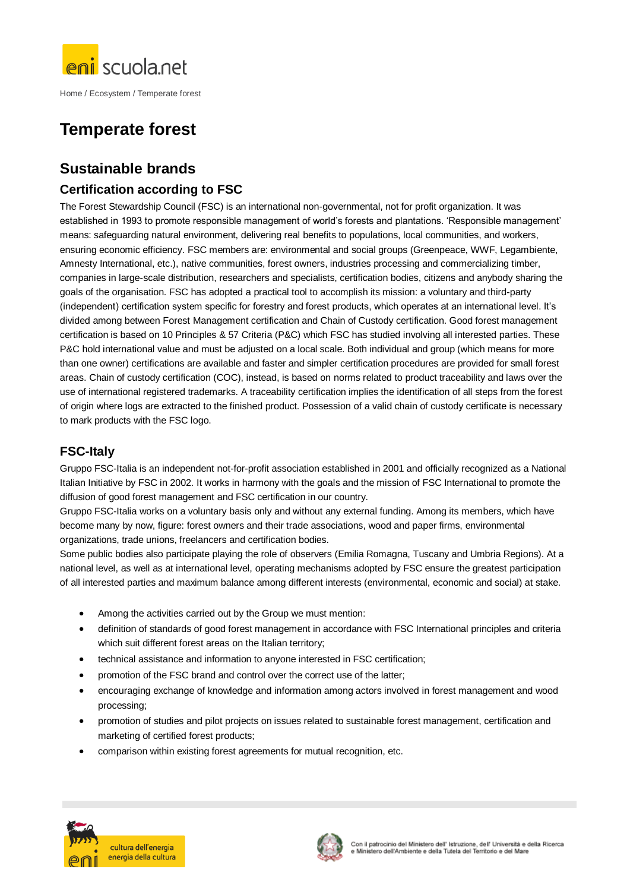Home / Ecosystem / Temperate forest

# Temperate forest

## Sustainable brands

### Certification according to FSC

The Forest Stewardship Council (FSC) is an international non-governmental, not for profit organization. It was established in 1993 to promote responsible management of world's forests and plantations. 'Responsible management' means: safeguarding natural environment, delivering real benefits to populations, local communities, and workers, ensuring economic efficiency. FSC members are: environmental and social groups (Greenpeace, WWF, Legambiente, Amnesty International, etc.), native communities, forest owners, industries processing and commercializing timber, companies in large-scale distribution, researchers and specialists, certification bodies, citizens and anybody sharing the goals of the organisation. FSC has adopted a practical tool to accomplish its mission: a voluntary and third-party (independent) certification system specific for forestry and forest products, which operates at an international level. It's divided among between Forest Management certification and Chain of Custody certification. Good forest management certification is based on 10 Principles & 57 Criteria (P&C) which FSC has studied involving all interested parties. These P&C hold international value and must be adjusted on a local scale. Both individual and group (which means for more than one owner) certifications are available and faster and simpler certification procedures are provided for small forest areas. Chain of custody certification (COC), instead, is based on norms related to product traceability and laws over the use of international registered trademarks. A traceability certification implies the identification of all steps from the forest of origin where logs are extracted to the finished product. Possession of a valid chain of custody certificate is necessary to mark products with the FSC logo.

### FSC-Italy

Gruppo FSC-Italia is an independent not-for-profit association established in 2001 and officially recognized as a National Italian Initiative by FSC in 2002. It works in harmony with the goals and the mission of FSC International to promote the diffusion of good forest management and FSC certification in our country.

Gruppo FSC-Italia works on a voluntary basis only and without any external funding. Among its members, which have become many by now, figure: forest owners and their trade associations, wood and paper firms, environmental organizations, trade unions, freelancers and certification bodies.

Some public bodies also participate playing the role of observers (Emilia Romagna, Tuscany and Umbria Regions). At a national level, as well as at international level, operating mechanisms adopted by FSC ensure the greatest participation of all interested parties and maximum balance among different interests (environmental, economic and social) at stake.

- Among the activities carried out by the Group we must mention:
- definition of standards of good forest management in accordance with FSC International principles and criteria which suit different forest areas on the Italian territory;
- technical assistance and information to anyone interested in FSC certification;
- promotion of the FSC brand and control over the correct use of the latter;
- encouraging exchange of knowledge and information among actors involved in forest management and wood processing;
- promotion of studies and pilot projects on issues related to sustainable forest management, certification and marketing of certified forest products;
- comparison within existing forest agreements for mutual recognition, etc.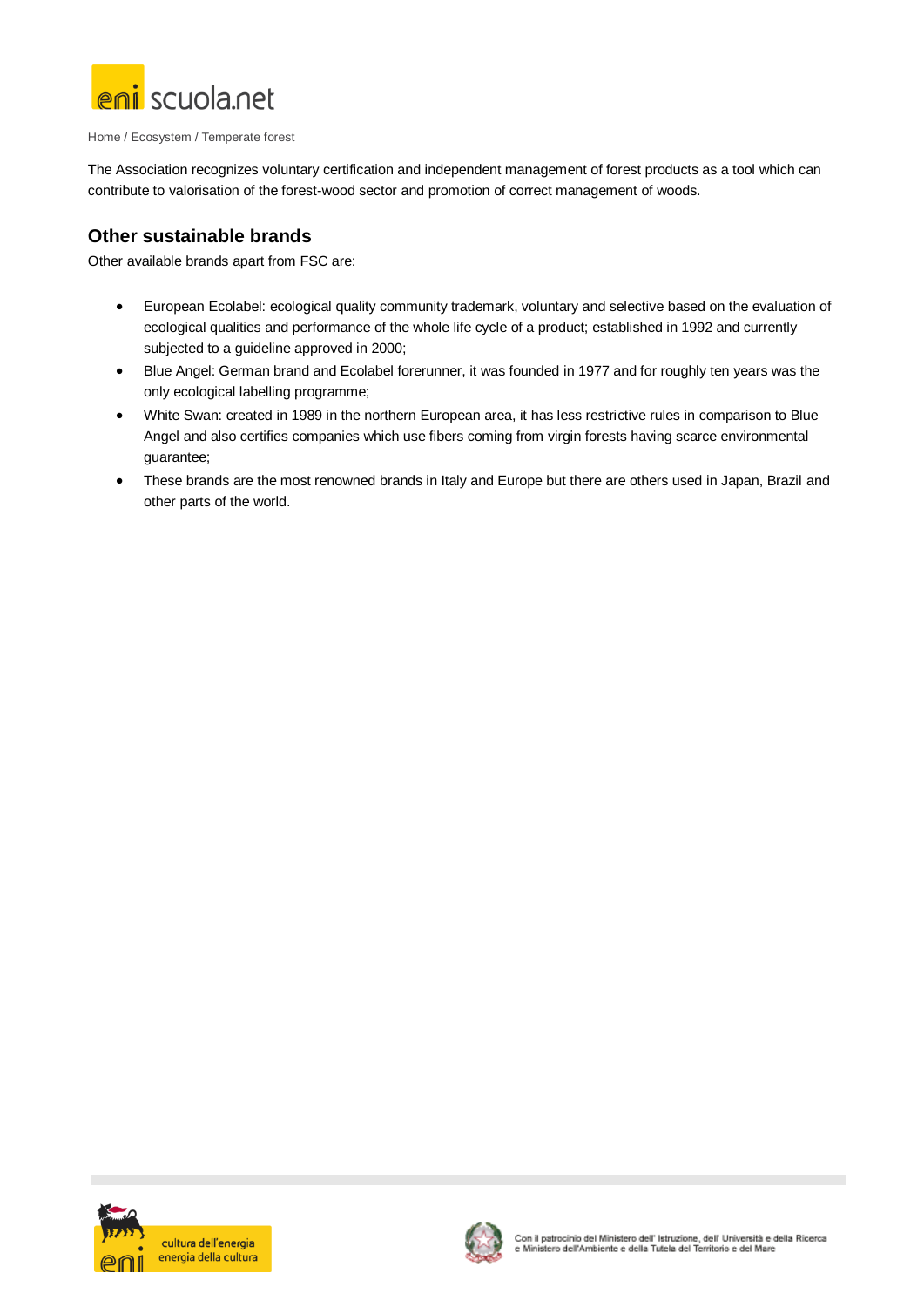The Association recognizes voluntary certification and independent management of forest products as a tool which can contribute to valorisation of the forest-wood sector and promotion of correct management of woods.

## Other sustainable brands

Other available brands apart from FSC are:

- European Ecolabel: ecological quality community trademark, voluntary and selective based on the evaluation of ecological qualities and performance of the whole life cycle of a product; established in 1992 and currently subjected to a guideline approved in 2000;
- Blue Angel: German brand and Ecolabel forerunner, it was founded in 1977 and for roughly ten years was the only ecological labelling programme;
- White Swan: created in 1989 in the northern European area, it has less restrictive rules in comparison to Blue Angel and also certifies companies which use fibers coming from virgin forests having scarce environmental guarantee;
- These brands are the most renowned brands in Italy and Europe but there are others used in Japan, Brazil and other parts of the world.